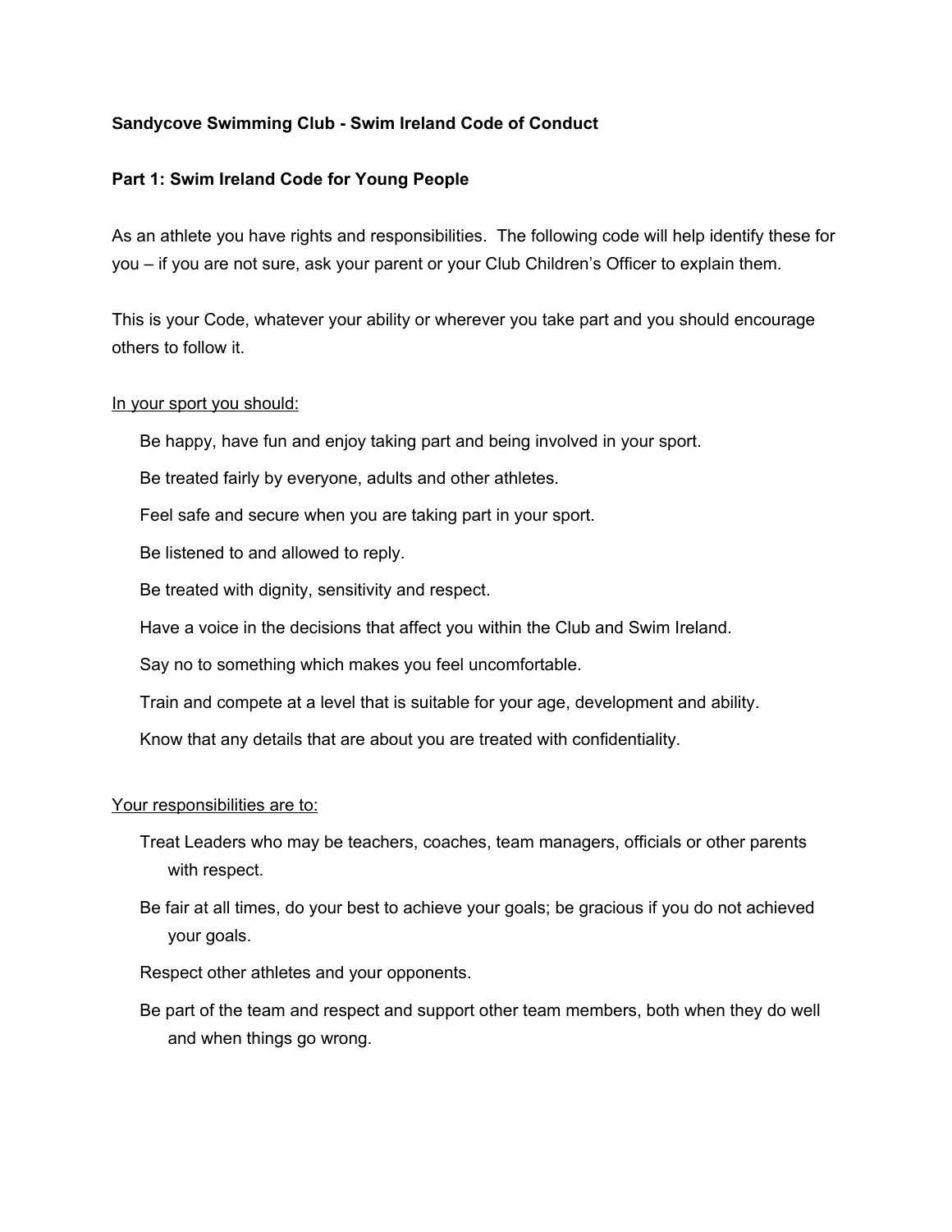**Sandycove Swimming Club - Swim Ireland Code of Conduct**

**Part 1: Swim Ireland Code for Young People**

As an athlete you have rights and responsibilities. The following code will help identify these for you – if you are not sure, ask your parent or your Club Children's Officer to explain them.

This is your Code, whatever your ability or wherever you take part and you should encourage others to follow it.

<u>In your sport you should:</u>

- Be happy, have fun and enjoy taking part and being involved in your sport.
- Be treated fairly by everyone, adults and other athletes.
- Feel safe and secure when you are taking part in your sport.
- Be listened to and allowed to reply.
- Be treated with dignity, sensitivity and respect.
- Have a voice in the decisions that affect you within the Club and Swim Ireland.
- Say no to something which makes you feel uncomfortable.
- Train and compete at a level that is suitable for your age, development and ability.
- Know that any details that are about you are treated with confidentiality.

<u>Your responsibilities are to:</u>

- Treat Leaders who may be teachers, coaches, team managers, officials or other parents with respect.
- Be fair at all times, do your best to achieve your goals; be gracious if you do not achieved your goals.
- Respect other athletes and your opponents.
- Be part of the team and respect and support other team members, both when they do well and when things go wrong.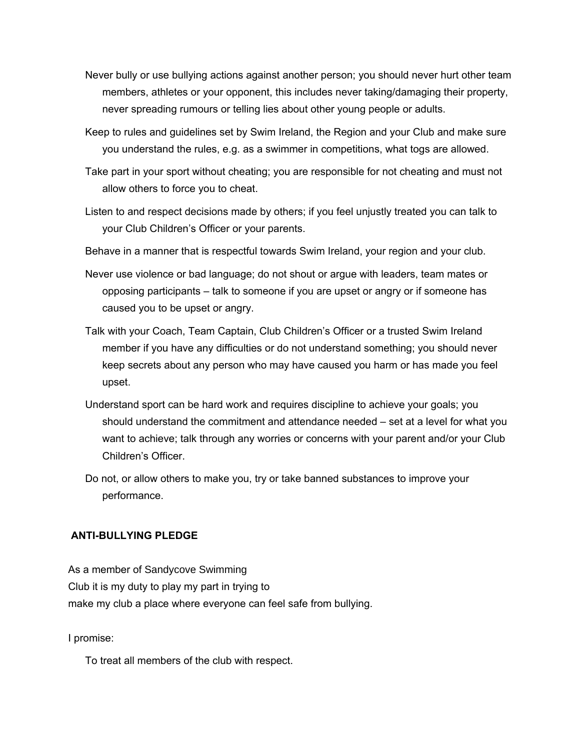- Never bully or use bullying actions against another person; you should never hurt other team members, athletes or your opponent, this includes never taking/damaging their property, never spreading rumours or telling lies about other young people or adults.
- Keep to rules and guidelines set by Swim Ireland, the Region and your Club and make sure you understand the rules, e.g. as a swimmer in competitions, what togs are allowed.
- Take part in your sport without cheating; you are responsible for not cheating and must not allow others to force you to cheat.
- Listen to and respect decisions made by others; if you feel unjustly treated you can talk to your Club Children's Officer or your parents.
- Behave in a manner that is respectful towards Swim Ireland, your region and your club.
- Never use violence or bad language; do not shout or argue with leaders, team mates or opposing participants – talk to someone if you are upset or angry or if someone has caused you to be upset or angry.
- Talk with your Coach, Team Captain, Club Children's Officer or a trusted Swim Ireland member if you have any difficulties or do not understand something; you should never keep secrets about any person who may have caused you harm or has made you feel upset.
- Understand sport can be hard work and requires discipline to achieve your goals; you should understand the commitment and attendance needed – set at a level for what you want to achieve; talk through any worries or concerns with your parent and/or your Club Children's Officer.
- Do not, or allow others to make you, try or take banned substances to improve your performance.

**ANTI-BULLYING PLEDGE**

As a member of Sandycove Swimming
Club it is my duty to play my part in trying to
make my club a place where everyone can feel safe from bullying.

I promise:

- To treat all members of the club with respect.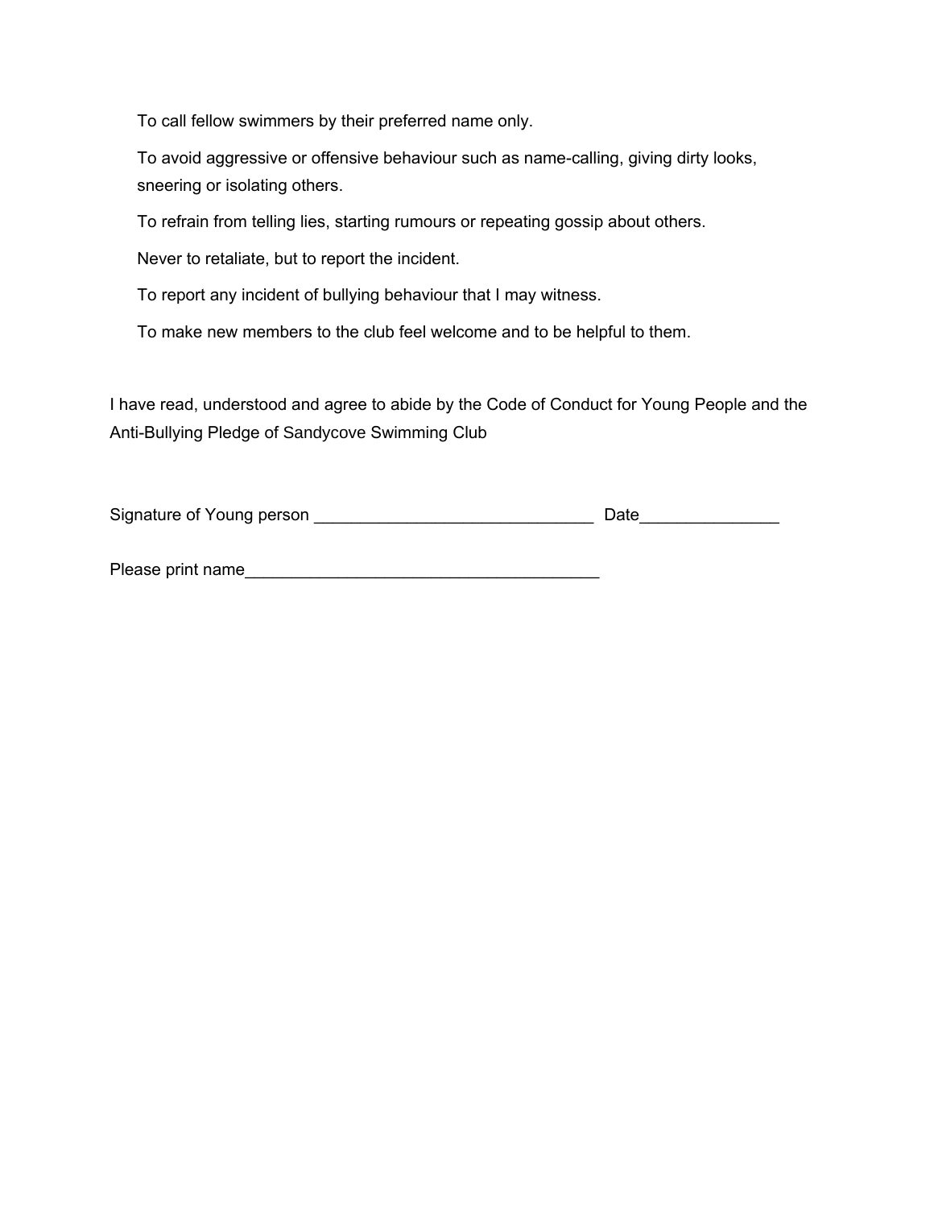To call fellow swimmers by their preferred name only.

To avoid aggressive or offensive behaviour such as name-calling, giving dirty looks, sneering or isolating others.

To refrain from telling lies, starting rumours or repeating gossip about others.

Never to retaliate, but to report the incident.

To report any incident of bullying behaviour that I may witness.

To make new members to the club feel welcome and to be helpful to them.

I have read, understood and agree to abide by the Code of Conduct for Young People and the Anti-Bullying Pledge of Sandycove Swimming Club

Signature of Young person ______________________________ Date_______________

Please print name______________________________________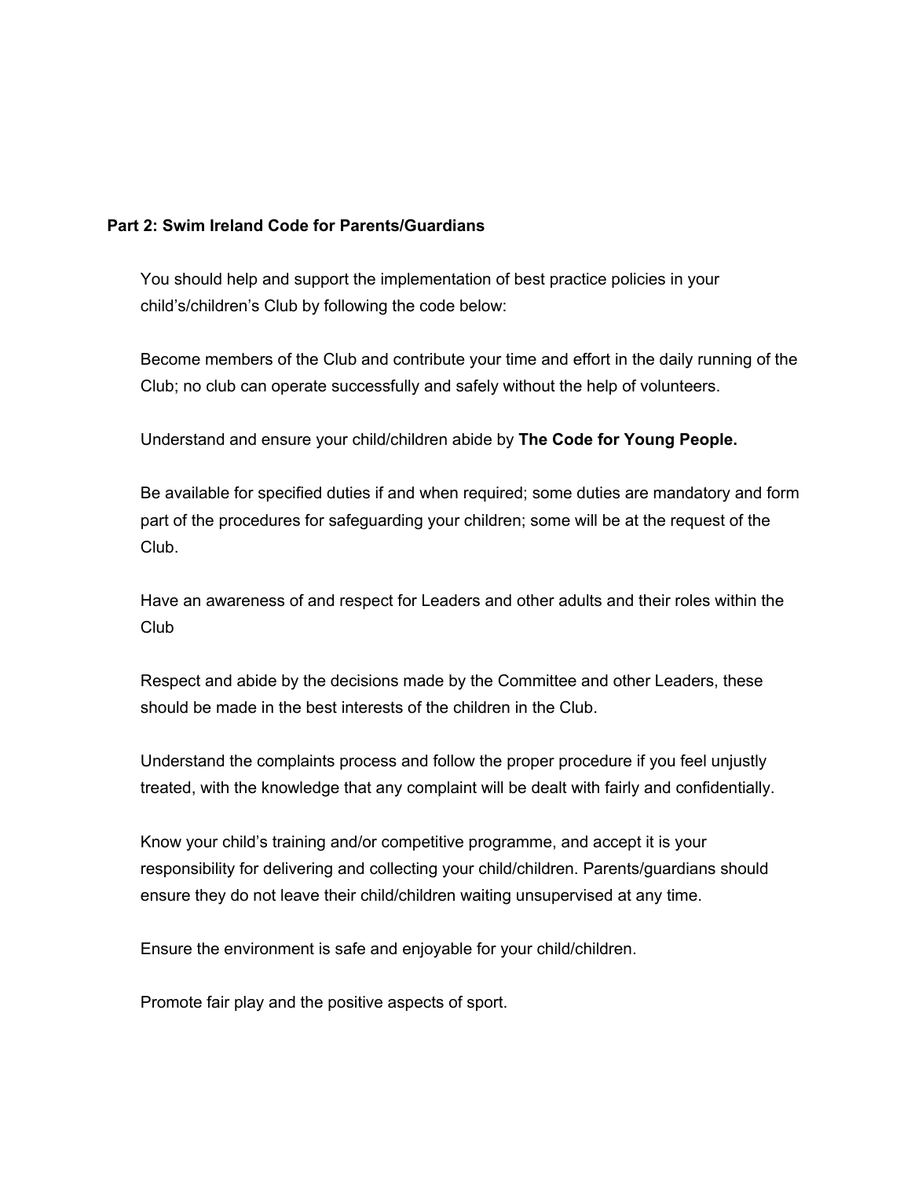**Part 2: Swim Ireland Code for Parents/Guardians**

You should help and support the implementation of best practice policies in your child's/children's Club by following the code below:

Become members of the Club and contribute your time and effort in the daily running of the Club; no club can operate successfully and safely without the help of volunteers.

Understand and ensure your child/children abide by **The Code for Young People.**

Be available for specified duties if and when required; some duties are mandatory and form part of the procedures for safeguarding your children; some will be at the request of the Club.

Have an awareness of and respect for Leaders and other adults and their roles within the Club

Respect and abide by the decisions made by the Committee and other Leaders, these should be made in the best interests of the children in the Club.

Understand the complaints process and follow the proper procedure if you feel unjustly treated, with the knowledge that any complaint will be dealt with fairly and confidentially.

Know your child's training and/or competitive programme, and accept it is your responsibility for delivering and collecting your child/children. Parents/guardians should ensure they do not leave their child/children waiting unsupervised at any time.

Ensure the environment is safe and enjoyable for your child/children.

Promote fair play and the positive aspects of sport.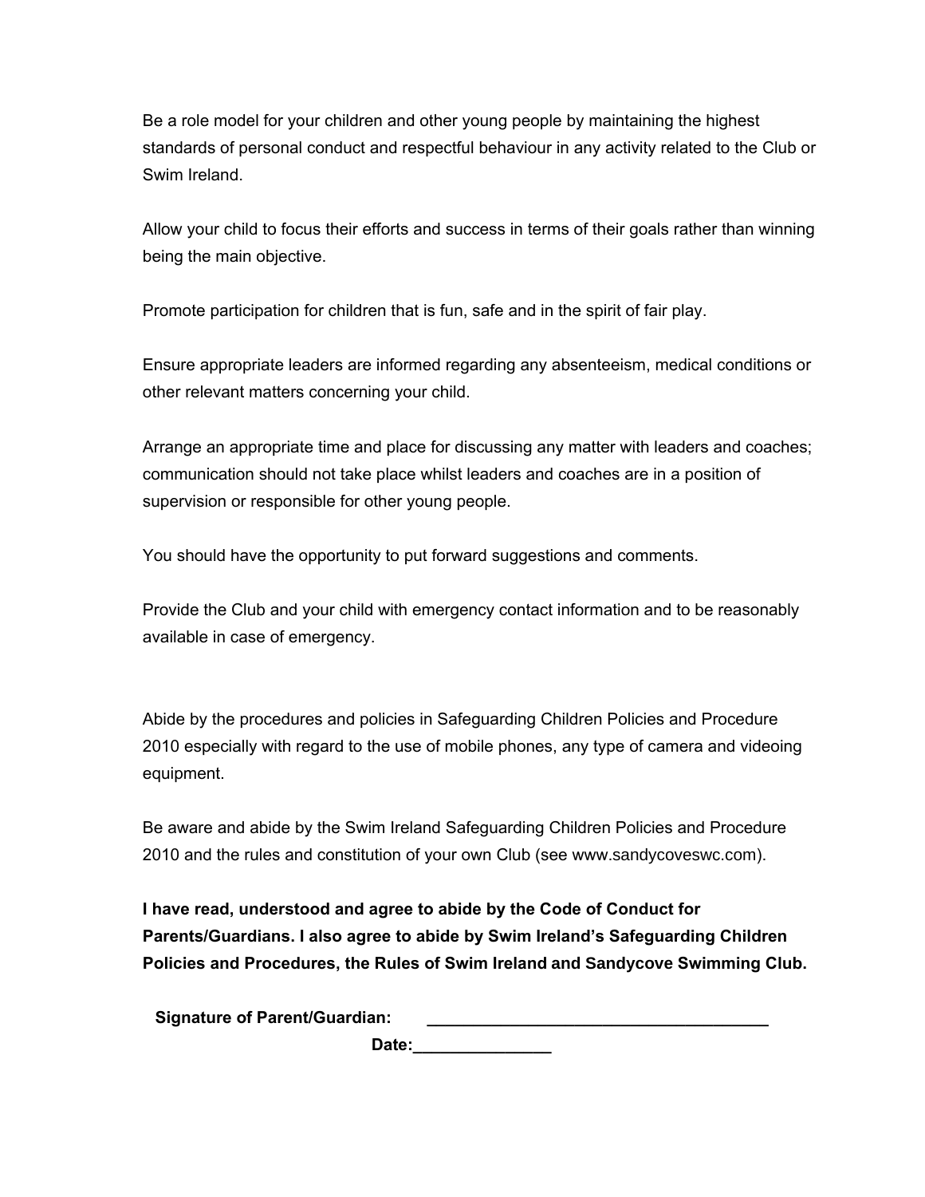Be a role model for your children and other young people by maintaining the highest standards of personal conduct and respectful behaviour in any activity related to the Club or Swim Ireland.

Allow your child to focus their efforts and success in terms of their goals rather than winning being the main objective.

Promote participation for children that is fun, safe and in the spirit of fair play.

Ensure appropriate leaders are informed regarding any absenteeism, medical conditions or other relevant matters concerning your child.

Arrange an appropriate time and place for discussing any matter with leaders and coaches; communication should not take place whilst leaders and coaches are in a position of supervision or responsible for other young people.

You should have the opportunity to put forward suggestions and comments.

Provide the Club and your child with emergency contact information and to be reasonably available in case of emergency.

Abide by the procedures and policies in Safeguarding Children Policies and Procedure 2010 especially with regard to the use of mobile phones, any type of camera and videoing equipment.

Be aware and abide by the Swim Ireland Safeguarding Children Policies and Procedure 2010 and the rules and constitution of your own Club (see www.sandycoveswc.com).

**I have read, understood and agree to abide by the Code of Conduct for Parents/Guardians. I also agree to abide by Swim Ireland's Safeguarding Children Policies and Procedures, the Rules of Swim Ireland and Sandycove Swimming Club.**

**Signature of Parent/Guardian:** ______________________________________

**Date:**_______________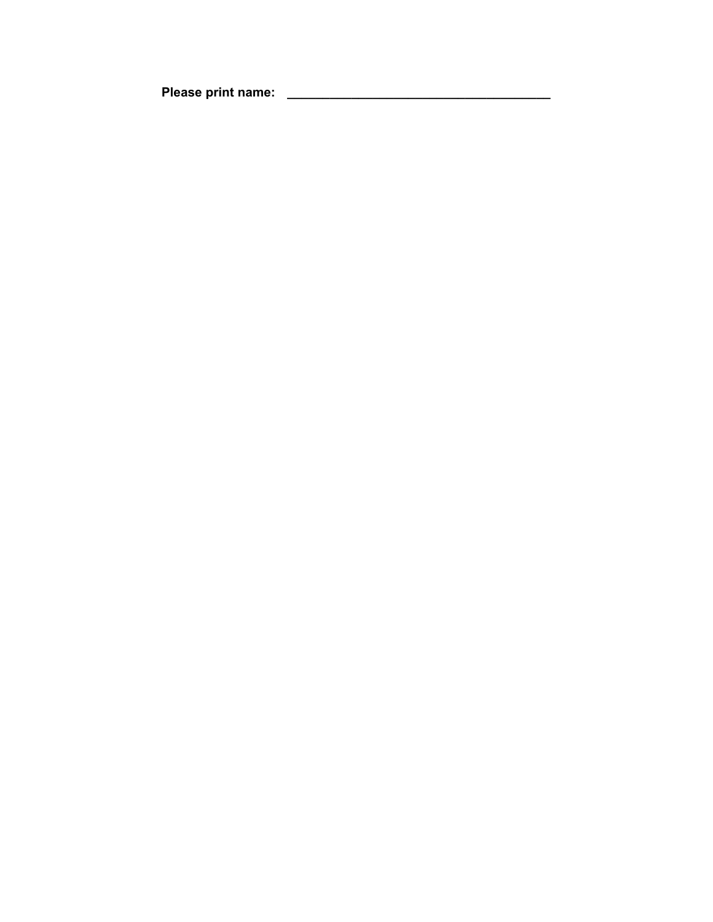**Please print name:** ______________________________________